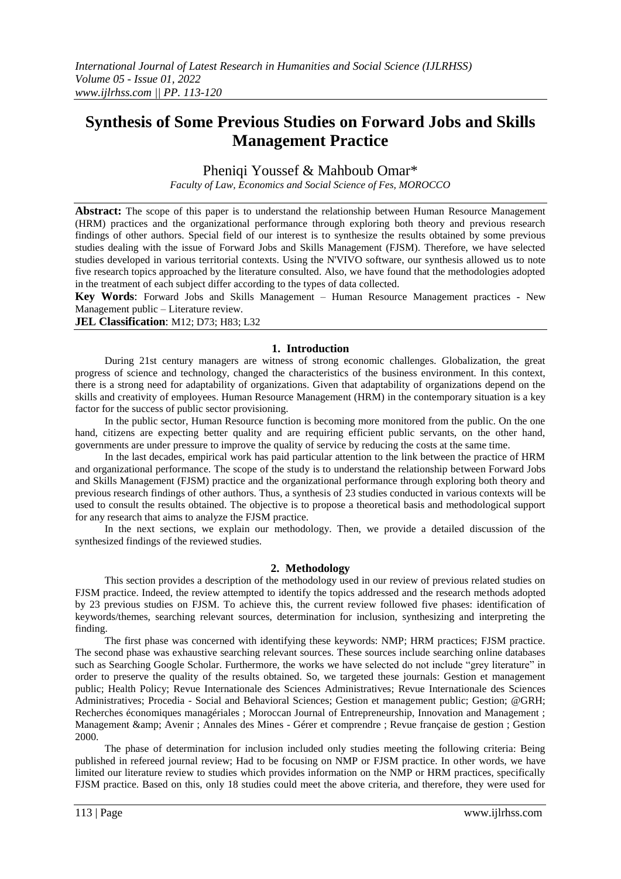# Synthesis of Some Previous Studies on Forward Jobs and Skills Management Practice

Pheniqi Youssef & Mahboub Omar*

*Faculty of Law, Economics and Social Science of Fes, MOROCCO*

**Abstract:** The scope of this paper is to understand the relationship between Human Resource Management (HRM) practices and the organizational performance through exploring both theory and previous research findings of other authors. Special field of our interest is to synthesize the results obtained by some previous studies dealing with the issue of Forward Jobs and Skills Management (FJSM). Therefore, we have selected studies developed in various territorial contexts. Using the N'VIVO software, our synthesis allowed us to note five research topics approached by the literature consulted. Also, we have found that the methodologies adopted in the treatment of each subject differ according to the types of data collected.

**Key Words**: Forward Jobs and Skills Management – Human Resource Management practices - New Management public – Literature review.

**JEL Classification**: M12; D73; H83; L32

## 1. Introduction

During 21st century managers are witness of strong economic challenges. Globalization, the great progress of science and technology, changed the characteristics of the business environment. In this context, there is a strong need for adaptability of organizations. Given that adaptability of organizations depend on the skills and creativity of employees. Human Resource Management (HRM) in the contemporary situation is a key factor for the success of public sector provisioning.

In the public sector, Human Resource function is becoming more monitored from the public. On the one hand, citizens are expecting better quality and are requiring efficient public servants, on the other hand, governments are under pressure to improve the quality of service by reducing the costs at the same time.

In the last decades, empirical work has paid particular attention to the link between the practice of HRM and organizational performance. The scope of the study is to understand the relationship between Forward Jobs and Skills Management (FJSM) practice and the organizational performance through exploring both theory and previous research findings of other authors. Thus, a synthesis of 23 studies conducted in various contexts will be used to consult the results obtained. The objective is to propose a theoretical basis and methodological support for any research that aims to analyze the FJSM practice.

In the next sections, we explain our methodology. Then, we provide a detailed discussion of the synthesized findings of the reviewed studies.

## 2. Methodology

This section provides a description of the methodology used in our review of previous related studies on FJSM practice. Indeed, the review attempted to identify the topics addressed and the research methods adopted by 23 previous studies on FJSM. To achieve this, the current review followed five phases: identification of keywords/themes, searching relevant sources, determination for inclusion, synthesizing and interpreting the finding.

The first phase was concerned with identifying these keywords: NMP; HRM practices; FJSM practice. The second phase was exhaustive searching relevant sources. These sources include searching online databases such as Searching Google Scholar. Furthermore, the works we have selected do not include "grey literature" in order to preserve the quality of the results obtained. So, we targeted these journals: Gestion et management public; Health Policy; Revue Internationale des Sciences Administratives; Revue Internationale des Sciences Administratives; Procedia - Social and Behavioral Sciences; Gestion et management public; Gestion; @GRH; Recherches économiques managériales ; Moroccan Journal of Entrepreneurship, Innovation and Management ; Management &amp; Avenir ; Annales des Mines - Gérer et comprendre ; Revue française de gestion ; Gestion 2000.

The phase of determination for inclusion included only studies meeting the following criteria: Being published in refereed journal review; Had to be focusing on NMP or FJSM practice. In other words, we have limited our literature review to studies which provides information on the NMP or HRM practices, specifically FJSM practice. Based on this, only 18 studies could meet the above criteria, and therefore, they were used for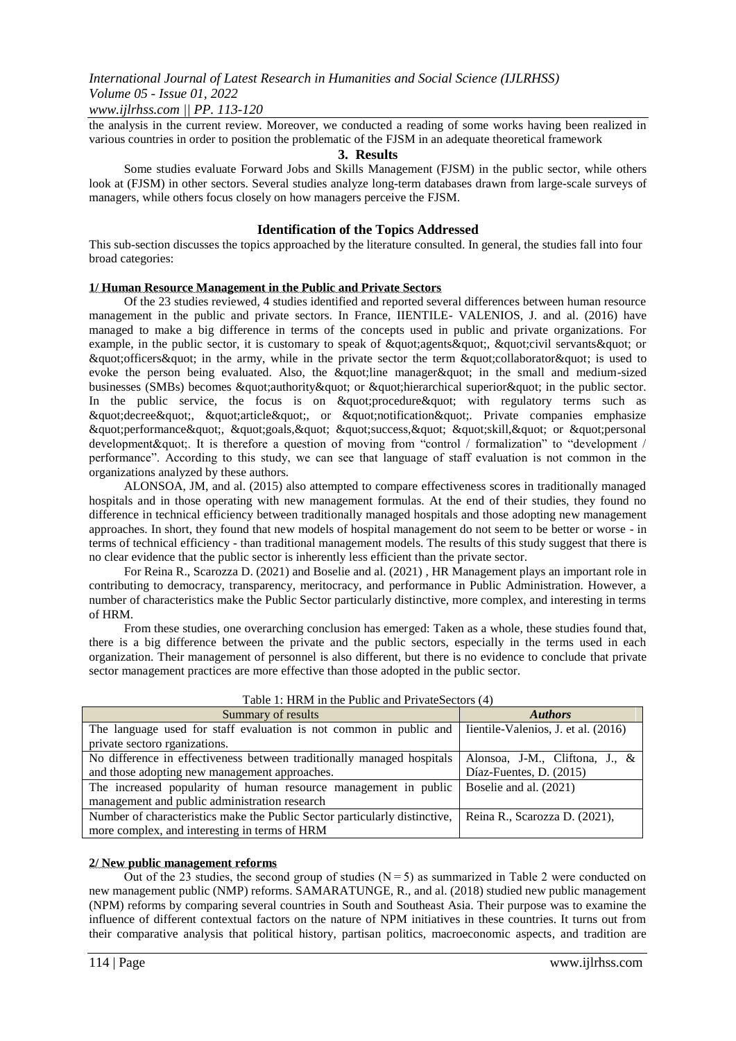the analysis in the current review. Moreover, we conducted a reading of some works having been realized in various countries in order to position the problematic of the FJSM in an adequate theoretical framework

## 3. Results

Some studies evaluate Forward Jobs and Skills Management (FJSM) in the public sector, while others look at (FJSM) in other sectors. Several studies analyze long-term databases drawn from large-scale surveys of managers, while others focus closely on how managers perceive the FJSM.

### Identification of the Topics Addressed

This sub-section discusses the topics approached by the literature consulted. In general, the studies fall into four broad categories:

**1/ Human Resource Management in the Public and Private Sectors**

Of the 23 studies reviewed, 4 studies identified and reported several differences between human resource management in the public and private sectors. In France, IIENTILE- VALENIOS, J. and al. (2016) have managed to make a big difference in terms of the concepts used in public and private organizations. For example, in the public sector, it is customary to speak of &quot;agents&quot;, &quot;civil servants&quot; or &quot;officers&quot; in the army, while in the private sector the term &quot;collaborator&quot; is used to evoke the person being evaluated. Also, the &quot;line manager&quot; in the small and medium-sized businesses (SMBs) becomes &quot;authority&quot; or &quot;hierarchical superior&quot; in the public sector. In the public service, the focus is on &quot;procedure&quot; with regulatory terms such as &quot;decree&quot;, &quot;article&quot;, or &quot;notification&quot;. Private companies emphasize &quot;performance&quot;, &quot;goals,&quot; &quot;success,&quot; &quot;skill,&quot; or &quot;personal development&quot;. It is therefore a question of moving from "control / formalization" to "development / performance". According to this study, we can see that language of staff evaluation is not common in the organizations analyzed by these authors.

ALONSOA, JM, and al. (2015) also attempted to compare effectiveness scores in traditionally managed hospitals and in those operating with new management formulas. At the end of their studies, they found no difference in technical efficiency between traditionally managed hospitals and those adopting new management approaches. In short, they found that new models of hospital management do not seem to be better or worse - in terms of technical efficiency - than traditional management models. The results of this study suggest that there is no clear evidence that the public sector is inherently less efficient than the private sector.

For Reina R., Scarozza D. (2021) and Boselie and al. (2021) , HR Management plays an important role in contributing to democracy, transparency, meritocracy, and performance in Public Administration. However, a number of characteristics make the Public Sector particularly distinctive, more complex, and interesting in terms of HRM.

From these studies, one overarching conclusion has emerged: Taken as a whole, these studies found that, there is a big difference between the private and the public sectors, especially in the terms used in each organization. Their management of personnel is also different, but there is no evidence to conclude that private sector management practices are more effective than those adopted in the public sector.

Table 1: HRM in the Public and PrivateSectors (4)

| Summary of results | *Authors* |
|---|---|
| The language used for staff evaluation is not common in public and private sectoro rganizations. | Iientile-Valenios, J. et al. (2016) |
| No difference in effectiveness between traditionally managed hospitals and those adopting new management approaches. | Alonsoa, J-M., Cliftona, J., & Díaz-Fuentes, D. (2015) |
| The increased popularity of human resource management in public management and public administration research | Boselie and al. (2021) |
| Number of characteristics make the Public Sector particularly distinctive, more complex, and interesting in terms of HRM | Reina R., Scarozza D. (2021), |

**2/ New public management reforms**

Out of the 23 studies, the second group of studies (N = 5) as summarized in Table 2 were conducted on new management public (NMP) reforms. SAMARATUNGE, R., and al. (2018) studied new public management (NPM) reforms by comparing several countries in South and Southeast Asia. Their purpose was to examine the influence of different contextual factors on the nature of NPM initiatives in these countries. It turns out from their comparative analysis that political history, partisan politics, macroeconomic aspects, and tradition are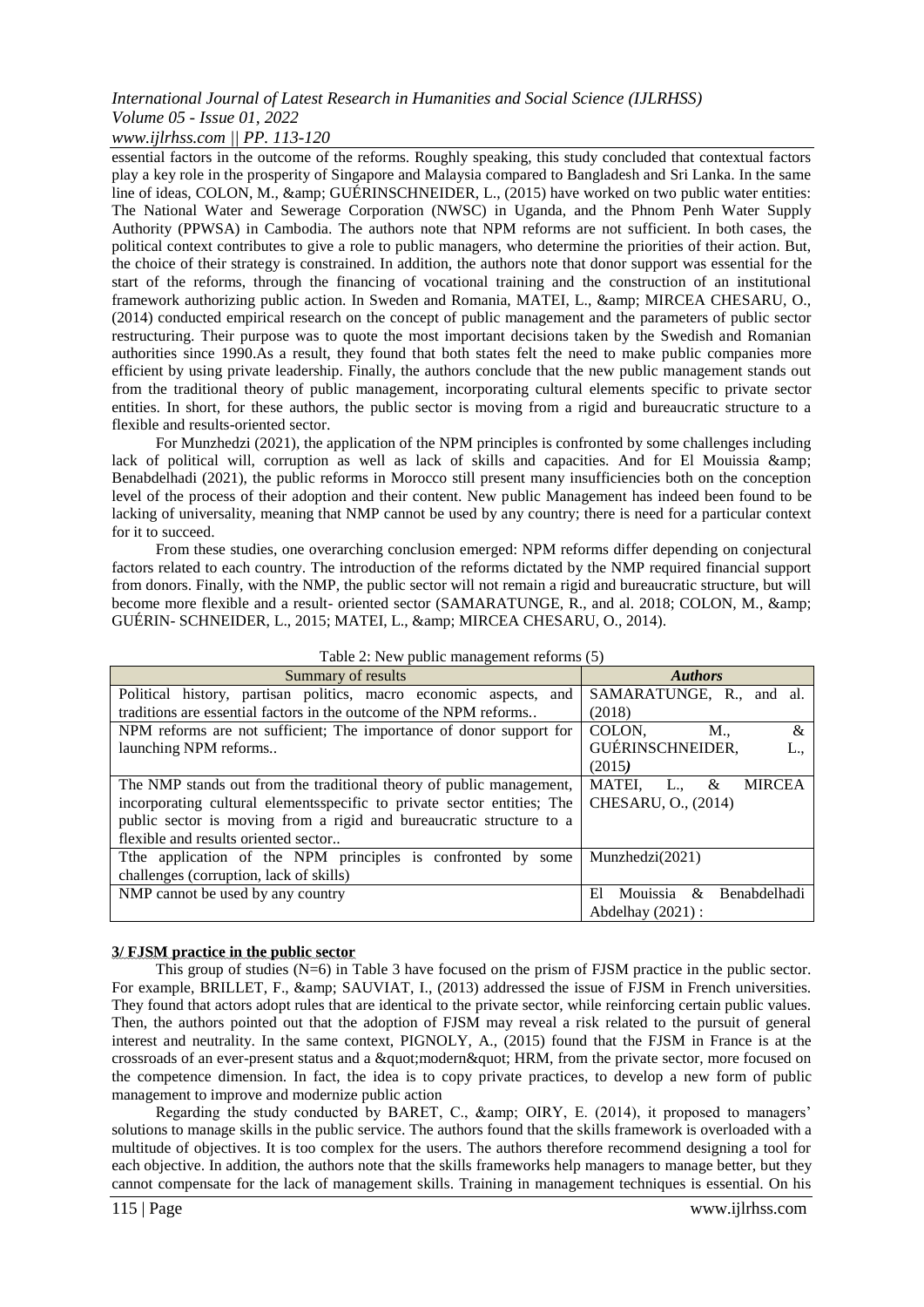essential factors in the outcome of the reforms. Roughly speaking, this study concluded that contextual factors play a key role in the prosperity of Singapore and Malaysia compared to Bangladesh and Sri Lanka. In the same line of ideas, COLON, M., &amp; GUÉRINSCHNEIDER, L., (2015) have worked on two public water entities: The National Water and Sewerage Corporation (NWSC) in Uganda, and the Phnom Penh Water Supply Authority (PPWSA) in Cambodia. The authors note that NPM reforms are not sufficient. In both cases, the political context contributes to give a role to public managers, who determine the priorities of their action. But, the choice of their strategy is constrained. In addition, the authors note that donor support was essential for the start of the reforms, through the financing of vocational training and the construction of an institutional framework authorizing public action. In Sweden and Romania, MATEI, L., &amp; MIRCEA CHESARU, O., (2014) conducted empirical research on the concept of public management and the parameters of public sector restructuring. Their purpose was to quote the most important decisions taken by the Swedish and Romanian authorities since 1990.As a result, they found that both states felt the need to make public companies more efficient by using private leadership. Finally, the authors conclude that the new public management stands out from the traditional theory of public management, incorporating cultural elements specific to private sector entities. In short, for these authors, the public sector is moving from a rigid and bureaucratic structure to a flexible and results-oriented sector.

For Munzhedzi (2021), the application of the NPM principles is confronted by some challenges including lack of political will, corruption as well as lack of skills and capacities. And for El Mouissia &amp; Benabdelhadi (2021), the public reforms in Morocco still present many insufficiencies both on the conception level of the process of their adoption and their content. New public Management has indeed been found to be lacking of universality, meaning that NMP cannot be used by any country; there is need for a particular context for it to succeed.

From these studies, one overarching conclusion emerged: NPM reforms differ depending on conjectural factors related to each country. The introduction of the reforms dictated by the NMP required financial support from donors. Finally, with the NMP, the public sector will not remain a rigid and bureaucratic structure, but will become more flexible and a result- oriented sector (SAMARATUNGE, R., and al. 2018; COLON, M., &amp; GUÉRIN- SCHNEIDER, L., 2015; MATEI, L., &amp; MIRCEA CHESARU, O., 2014).

Table 2: New public management reforms (5)

| Summary of results | *Authors* |
|---|---|
| Political history, partisan politics, macro economic aspects, and traditions are essential factors in the outcome of the NPM reforms.. | SAMARATUNGE, R., and al. (2018) |
| NPM reforms are not sufficient; The importance of donor support for launching NPM reforms.. | COLON, M., & GUÉRINSCHNEIDER, L., (2015*)* |
| The NMP stands out from the traditional theory of public management, incorporating cultural elementsspecific to private sector entities; The public sector is moving from a rigid and bureaucratic structure to a flexible and results oriented sector.. | MATEI, L., & MIRCEA CHESARU, O., (2014) |
| Tthe application of the NPM principles is confronted by some challenges (corruption, lack of skills) | Munzhedzi(2021) |
| NMP cannot be used by any country | El Mouissia & Benabdelhadi Abdelhay (2021) : |

## 3/ FJSM practice in the public sector

This group of studies (N=6) in Table 3 have focused on the prism of FJSM practice in the public sector. For example, BRILLET, F., &amp; SAUVIAT, I., (2013) addressed the issue of FJSM in French universities. They found that actors adopt rules that are identical to the private sector, while reinforcing certain public values. Then, the authors pointed out that the adoption of FJSM may reveal a risk related to the pursuit of general interest and neutrality. In the same context, PIGNOLY, A., (2015) found that the FJSM in France is at the crossroads of an ever-present status and a &quot;modern&quot; HRM, from the private sector, more focused on the competence dimension. In fact, the idea is to copy private practices, to develop a new form of public management to improve and modernize public action

Regarding the study conducted by BARET, C., &amp; OIRY, E. (2014), it proposed to managers' solutions to manage skills in the public service. The authors found that the skills framework is overloaded with a multitude of objectives. It is too complex for the users. The authors therefore recommend designing a tool for each objective. In addition, the authors note that the skills frameworks help managers to manage better, but they cannot compensate for the lack of management skills. Training in management techniques is essential. On his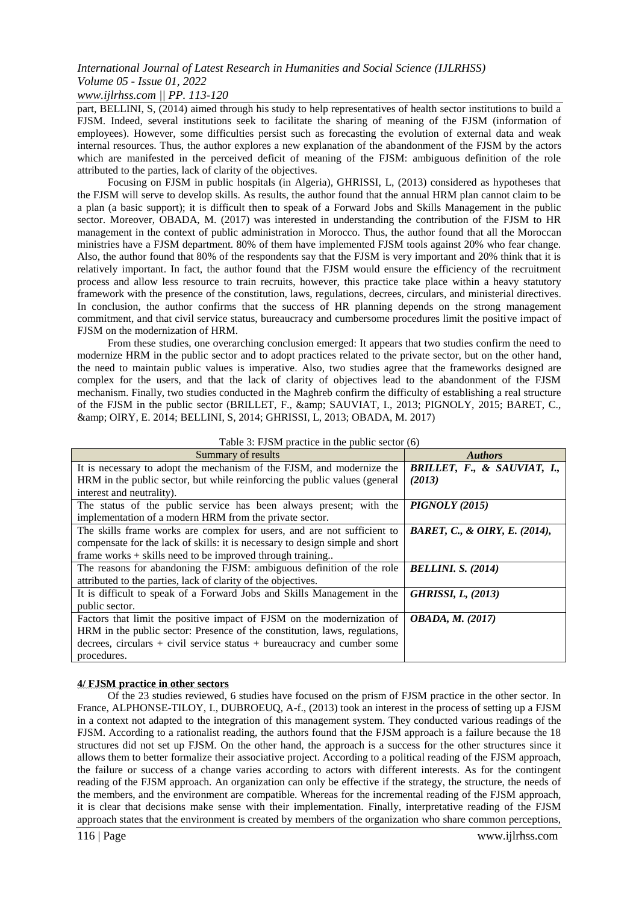part, BELLINI, S, (2014) aimed through his study to help representatives of health sector institutions to build a FJSM. Indeed, several institutions seek to facilitate the sharing of meaning of the FJSM (information of employees). However, some difficulties persist such as forecasting the evolution of external data and weak internal resources. Thus, the author explores a new explanation of the abandonment of the FJSM by the actors which are manifested in the perceived deficit of meaning of the FJSM: ambiguous definition of the role attributed to the parties, lack of clarity of the objectives.

Focusing on FJSM in public hospitals (in Algeria), GHRISSI, L, (2013) considered as hypotheses that the FJSM will serve to develop skills. As results, the author found that the annual HRM plan cannot claim to be a plan (a basic support); it is difficult then to speak of a Forward Jobs and Skills Management in the public sector. Moreover, OBADA, M. (2017) was interested in understanding the contribution of the FJSM to HR management in the context of public administration in Morocco. Thus, the author found that all the Moroccan ministries have a FJSM department. 80% of them have implemented FJSM tools against 20% who fear change. Also, the author found that 80% of the respondents say that the FJSM is very important and 20% think that it is relatively important. In fact, the author found that the FJSM would ensure the efficiency of the recruitment process and allow less resource to train recruits, however, this practice take place within a heavy statutory framework with the presence of the constitution, laws, regulations, decrees, circulars, and ministerial directives. In conclusion, the author confirms that the success of HR planning depends on the strong management commitment, and that civil service status, bureaucracy and cumbersome procedures limit the positive impact of FJSM on the modernization of HRM.

From these studies, one overarching conclusion emerged: It appears that two studies confirm the need to modernize HRM in the public sector and to adopt practices related to the private sector, but on the other hand, the need to maintain public values is imperative. Also, two studies agree that the frameworks designed are complex for the users, and that the lack of clarity of objectives lead to the abandonment of the FJSM mechanism. Finally, two studies conducted in the Maghreb confirm the difficulty of establishing a real structure of the FJSM in the public sector (BRILLET, F., &amp; SAUVIAT, I., 2013; PIGNOLY, 2015; BARET, C., &amp; OIRY, E. 2014; BELLINI, S, 2014; GHRISSI, L, 2013; OBADA, M. 2017)

Table 3: FJSM practice in the public sector (6)

| Summary of results | *Authors* |
|---|---|
| It is necessary to adopt the mechanism of the FJSM, and modernize the HRM in the public sector, but while reinforcing the public values (general interest and neutrality). | ***BRILLET, F., & SAUVIAT, I., (2013)*** |
| The status of the public service has been always present; with the implementation of a modern HRM from the private sector. | ***PIGNOLY (2015)*** |
| The skills frame works are complex for users, and are not sufficient to compensate for the lack of skills: it is necessary to design simple and short frame works + skills need to be improved through training.. | ***BARET, C., & OIRY, E. (2014),*** |
| The reasons for abandoning the FJSM: ambiguous definition of the role attributed to the parties, lack of clarity of the objectives. | ***BELLINI. S. (2014)*** |
| It is difficult to speak of a Forward Jobs and Skills Management in the public sector. | ***GHRISSI, L, (2013)*** |
| Factors that limit the positive impact of FJSM on the modernization of HRM in the public sector: Presence of the constitution, laws, regulations, decrees, circulars + civil service status + bureaucracy and cumber some procedures. | ***OBADA, M. (2017)*** |

## 4/ FJSM practice in other sectors

Of the 23 studies reviewed, 6 studies have focused on the prism of FJSM practice in the other sector. In France, ALPHONSE-TILOY, I., DUBROEUQ, A-f., (2013) took an interest in the process of setting up a FJSM in a context not adapted to the integration of this management system. They conducted various readings of the FJSM. According to a rationalist reading, the authors found that the FJSM approach is a failure because the 18 structures did not set up FJSM. On the other hand, the approach is a success for the other structures since it allows them to better formalize their associative project. According to a political reading of the FJSM approach, the failure or success of a change varies according to actors with different interests. As for the contingent reading of the FJSM approach. An organization can only be effective if the strategy, the structure, the needs of the members, and the environment are compatible. Whereas for the incremental reading of the FJSM approach, it is clear that decisions make sense with their implementation. Finally, interpretative reading of the FJSM approach states that the environment is created by members of the organization who share common perceptions,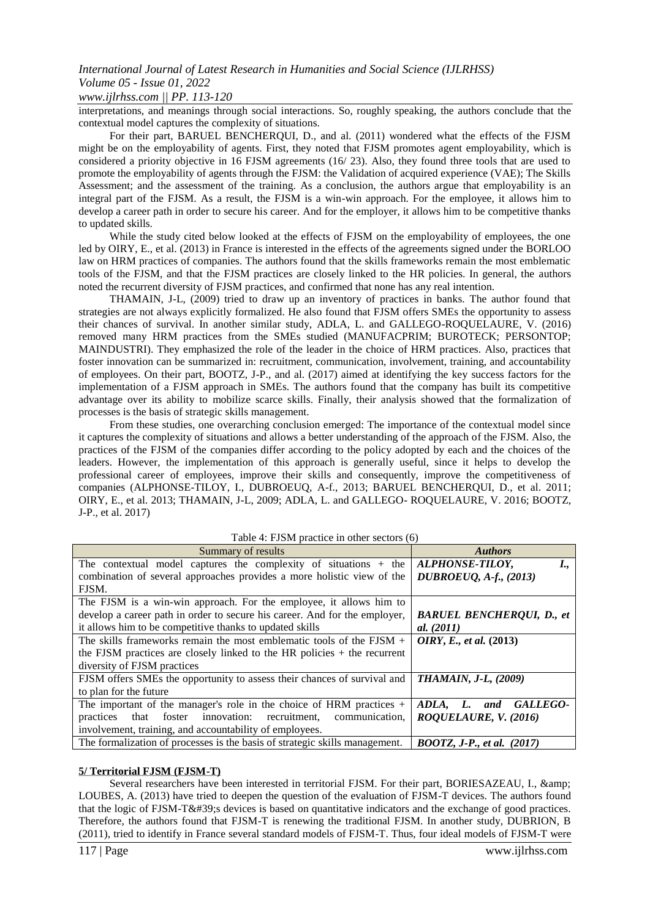interpretations, and meanings through social interactions. So, roughly speaking, the authors conclude that the contextual model captures the complexity of situations.

For their part, BARUEL BENCHERQUI, D., and al. (2011) wondered what the effects of the FJSM might be on the employability of agents. First, they noted that FJSM promotes agent employability, which is considered a priority objective in 16 FJSM agreements (16/ 23). Also, they found three tools that are used to promote the employability of agents through the FJSM: the Validation of acquired experience (VAE); The Skills Assessment; and the assessment of the training. As a conclusion, the authors argue that employability is an integral part of the FJSM. As a result, the FJSM is a win-win approach. For the employee, it allows him to develop a career path in order to secure his career. And for the employer, it allows him to be competitive thanks to updated skills.

While the study cited below looked at the effects of FJSM on the employability of employees, the one led by OIRY, E., et al. (2013) in France is interested in the effects of the agreements signed under the BORLOO law on HRM practices of companies. The authors found that the skills frameworks remain the most emblematic tools of the FJSM, and that the FJSM practices are closely linked to the HR policies. In general, the authors noted the recurrent diversity of FJSM practices, and confirmed that none has any real intention.

THAMAIN, J-L, (2009) tried to draw up an inventory of practices in banks. The author found that strategies are not always explicitly formalized. He also found that FJSM offers SMEs the opportunity to assess their chances of survival. In another similar study, ADLA, L. and GALLEGO-ROQUELAURE, V. (2016) removed many HRM practices from the SMEs studied (MANUFACPRIM; BUROTECK; PERSONTOP; MAINDUSTRI). They emphasized the role of the leader in the choice of HRM practices. Also, practices that foster innovation can be summarized in: recruitment, communication, involvement, training, and accountability of employees. On their part, BOOTZ, J-P., and al. (2017) aimed at identifying the key success factors for the implementation of a FJSM approach in SMEs. The authors found that the company has built its competitive advantage over its ability to mobilize scarce skills. Finally, their analysis showed that the formalization of processes is the basis of strategic skills management.

From these studies, one overarching conclusion emerged: The importance of the contextual model since it captures the complexity of situations and allows a better understanding of the approach of the FJSM. Also, the practices of the FJSM of the companies differ according to the policy adopted by each and the choices of the leaders. However, the implementation of this approach is generally useful, since it helps to develop the professional career of employees, improve their skills and consequently, improve the competitiveness of companies (ALPHONSE-TILOY, I., DUBROEUQ, A-f., 2013; BARUEL BENCHERQUI, D., et al. 2011; OIRY, E., et al. 2013; THAMAIN, J-L, 2009; ADLA, L. and GALLEGO- ROQUELAURE, V. 2016; BOOTZ, J-P., et al. 2017)

Table 4: FJSM practice in other sectors (6)

| Summary of results | *Authors* |
|---|---|
| The contextual model captures the complexity of situations + the combination of several approaches provides a more holistic view of the FJSM. | ***ALPHONSE-TILOY, I., DUBROEUQ, A-f., (2013)*** |
| The FJSM is a win-win approach. For the employee, it allows him to develop a career path in order to secure his career. And for the employer, it allows him to be competitive thanks to updated skills | ***BARUEL BENCHERQUI, D., et al. (2011)*** |
| The skills frameworks remain the most emblematic tools of the FJSM + the FJSM practices are closely linked to the HR policies + the recurrent diversity of FJSM practices | ***OIRY, E., et al.* (2013)** |
| FJSM offers SMEs the opportunity to assess their chances of survival and to plan for the future | ***THAMAIN, J-L, (2009)*** |
| The important of the manager's role in the choice of HRM practices + practices that foster innovation: recruitment, communication, involvement, training, and accountability of employees. | ***ADLA, L. and GALLEGO-ROQUELAURE, V. (2016)*** |
| The formalization of processes is the basis of strategic skills management. | ***BOOTZ, J-P., et al. (2017)*** |

## 5/ Territorial FJSM (FJSM-T)

Several researchers have been interested in territorial FJSM. For their part, BORIESAZEAU, I., &amp; LOUBES, A. (2013) have tried to deepen the question of the evaluation of FJSM-T devices. The authors found that the logic of FJSM-T&#39;s devices is based on quantitative indicators and the exchange of good practices. Therefore, the authors found that FJSM-T is renewing the traditional FJSM. In another study, DUBRION, B (2011), tried to identify in France several standard models of FJSM-T. Thus, four ideal models of FJSM-T were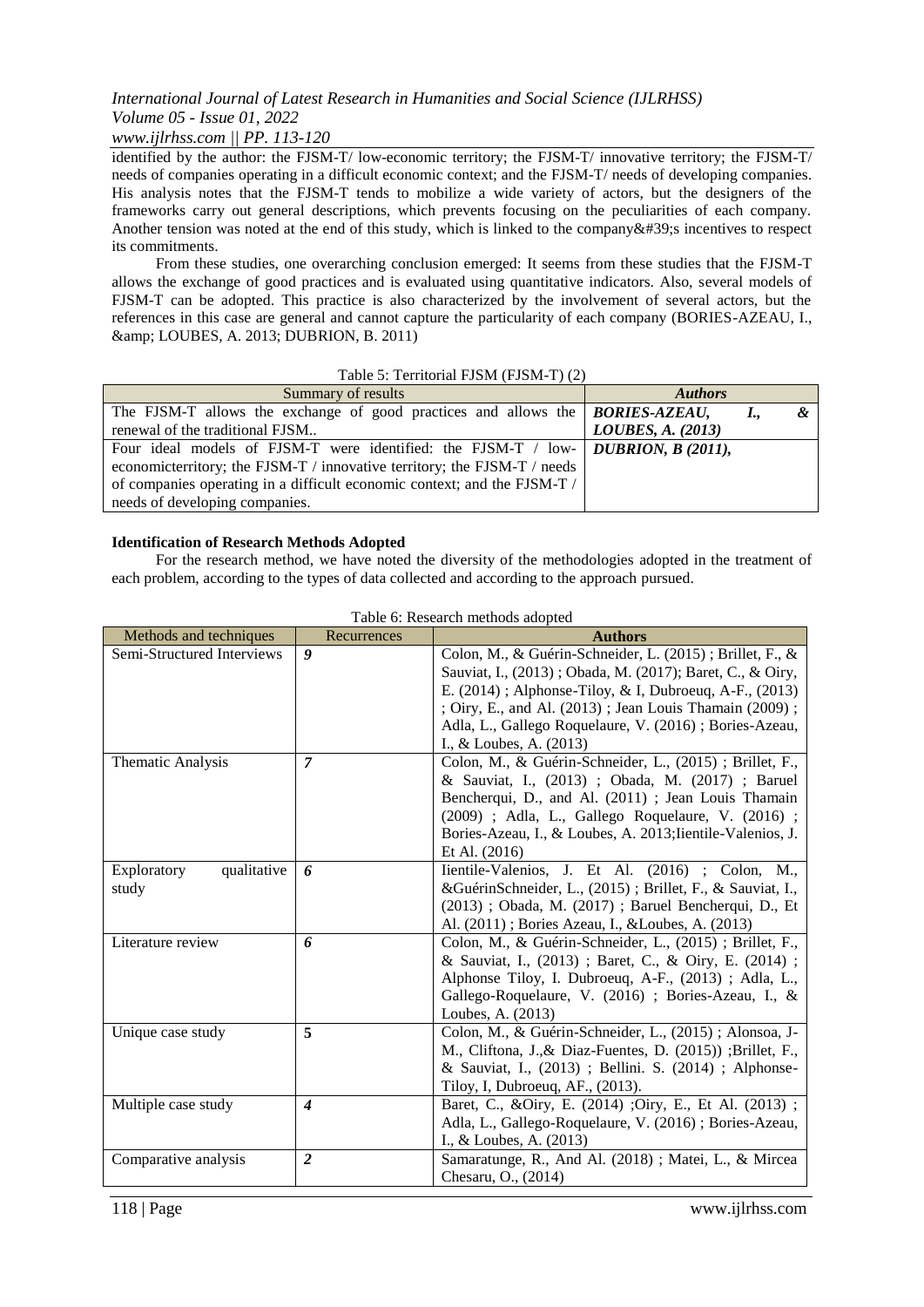identified by the author: the FJSM-T/ low-economic territory; the FJSM-T/ innovative territory; the FJSM-T/ needs of companies operating in a difficult economic context; and the FJSM-T/ needs of developing companies. His analysis notes that the FJSM-T tends to mobilize a wide variety of actors, but the designers of the frameworks carry out general descriptions, which prevents focusing on the peculiarities of each company. Another tension was noted at the end of this study, which is linked to the company&#39;s incentives to respect its commitments.

From these studies, one overarching conclusion emerged: It seems from these studies that the FJSM-T allows the exchange of good practices and is evaluated using quantitative indicators. Also, several models of FJSM-T can be adopted. This practice is also characterized by the involvement of several actors, but the references in this case are general and cannot capture the particularity of each company (BORIES-AZEAU, I., &amp; LOUBES, A. 2013; DUBRION, B. 2011)

Table 5: Territorial FJSM (FJSM-T) (2)

| Summary of results | *Authors* |
|---|---|
| The FJSM-T allows the exchange of good practices and allows the renewal of the traditional FJSM.. | ***BORIES-AZEAU, I., & LOUBES, A. (2013)*** |
| Four ideal models of FJSM-T were identified: the FJSM-T / low-economicterritory; the FJSM-T / innovative territory; the FJSM-T / needs of companies operating in a difficult economic context; and the FJSM-T / needs of developing companies. | ***DUBRION, B (2011),*** |

**Identification of Research Methods Adopted**

For the research method, we have noted the diversity of the methodologies adopted in the treatment of each problem, according to the types of data collected and according to the approach pursued.

Table 6: Research methods adopted

| Methods and techniques | Recurrences | **Authors** |
|---|---|---|
| Semi-Structured Interviews | ***9*** | Colon, M., & Guérin-Schneider, L. (2015) ; Brillet, F., & Sauviat, I., (2013) ; Obada, M. (2017); Baret, C., & Oiry, E. (2014) ; Alphonse-Tiloy, & I, Dubroeuq, A-F., (2013) ; Oiry, E., and Al. (2013) ; Jean Louis Thamain (2009) ; Adla, L., Gallego Roquelaure, V. (2016) ; Bories-Azeau, I., & Loubes, A. (2013) |
| Thematic Analysis | ***7*** | Colon, M., & Guérin-Schneider, L., (2015) ; Brillet, F., & Sauviat, I., (2013) ; Obada, M. (2017) ; Baruel Bencherqui, D., and Al. (2011) ; Jean Louis Thamain (2009) ; Adla, L., Gallego Roquelaure, V. (2016) ; Bories-Azeau, I., & Loubes, A. 2013;Iientile-Valenios, J. Et Al. (2016) |
| Exploratory qualitative study | ***6*** | Iientile-Valenios, J. Et Al. (2016) ; Colon, M., &GuérinSchneider, L., (2015) ; Brillet, F., & Sauviat, I., (2013) ; Obada, M. (2017) ; Baruel Bencherqui, D., Et Al. (2011) ; Bories Azeau, I., &Loubes, A. (2013) |
| Literature review | ***6*** | Colon, M., & Guérin-Schneider, L., (2015) ; Brillet, F., & Sauviat, I., (2013) ; Baret, C., & Oiry, E. (2014) ; Alphonse Tiloy, I. Dubroeuq, A-F., (2013) ; Adla, L., Gallego-Roquelaure, V. (2016) ; Bories-Azeau, I., & Loubes, A. (2013) |
| Unique case study | **5** | Colon, M., & Guérin-Schneider, L., (2015) ; Alonsoa, J-M., Cliftona, J.,& Diaz-Fuentes, D. (2015)) ;Brillet, F., & Sauviat, I., (2013) ; Bellini. S. (2014) ; Alphonse-Tiloy, I, Dubroeuq, AF., (2013). |
| Multiple case study | ***4*** | Baret, C., &Oiry, E. (2014) ;Oiry, E., Et Al. (2013) ; Adla, L., Gallego-Roquelaure, V. (2016) ; Bories-Azeau, I., & Loubes, A. (2013) |
| Comparative analysis | ***2*** | Samaratunge, R., And Al. (2018) ; Matei, L., & Mircea Chesaru, O., (2014) |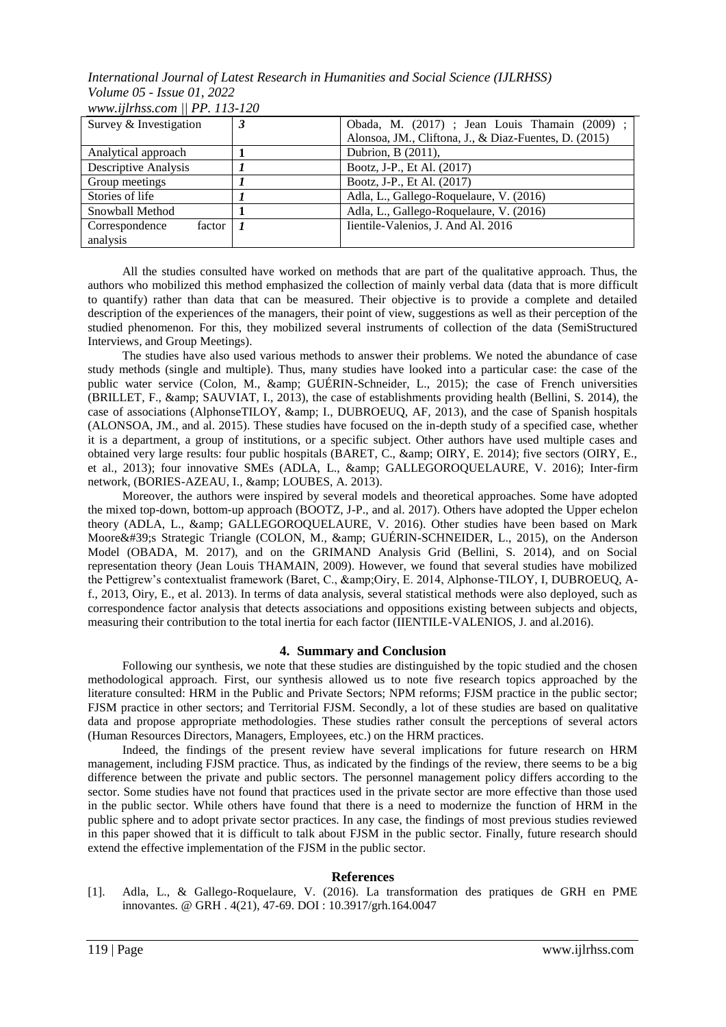| Survey & Investigation | *3* | Obada, M. (2017) ; Jean Louis Thamain (2009) ; Alonsoa, JM., Cliftona, J., & Diaz-Fuentes, D. (2015) |
|---|---|---|
| Analytical approach | **1** | Dubrion, B (2011), |
| Descriptive Analysis | *1* | Bootz, J-P., Et Al. (2017) |
| Group meetings | *1* | Bootz, J-P., Et Al. (2017) |
| Stories of life | *1* | Adla, L., Gallego-Roquelaure, V. (2016) |
| Snowball Method | **1** | Adla, L., Gallego-Roquelaure, V. (2016) |
| Correspondence factor analysis | *1* | Iientile-Valenios, J. And Al. 2016 |

All the studies consulted have worked on methods that are part of the qualitative approach. Thus, the authors who mobilized this method emphasized the collection of mainly verbal data (data that is more difficult to quantify) rather than data that can be measured. Their objective is to provide a complete and detailed description of the experiences of the managers, their point of view, suggestions as well as their perception of the studied phenomenon. For this, they mobilized several instruments of collection of the data (SemiStructured Interviews, and Group Meetings).

The studies have also used various methods to answer their problems. We noted the abundance of case study methods (single and multiple). Thus, many studies have looked into a particular case: the case of the public water service (Colon, M., &amp; GUÉRIN-Schneider, L., 2015); the case of French universities (BRILLET, F., &amp; SAUVIAT, I., 2013), the case of establishments providing health (Bellini, S. 2014), the case of associations (AlphonseTILOY, &amp; I., DUBROEUQ, AF, 2013), and the case of Spanish hospitals (ALONSOA, JM., and al. 2015). These studies have focused on the in-depth study of a specified case, whether it is a department, a group of institutions, or a specific subject. Other authors have used multiple cases and obtained very large results: four public hospitals (BARET, C., &amp; OIRY, E. 2014); five sectors (OIRY, E., et al., 2013); four innovative SMEs (ADLA, L., &amp; GALLEGOROQUELAURE, V. 2016); Inter-firm network, (BORIES-AZEAU, I., &amp; LOUBES, A. 2013).

Moreover, the authors were inspired by several models and theoretical approaches. Some have adopted the mixed top-down, bottom-up approach (BOOTZ, J-P., and al. 2017). Others have adopted the Upper echelon theory (ADLA, L., &amp; GALLEGOROQUELAURE, V. 2016). Other studies have been based on Mark Moore&#39;s Strategic Triangle (COLON, M., &amp; GUÉRIN-SCHNEIDER, L., 2015), on the Anderson Model (OBADA, M. 2017), and on the GRIMAND Analysis Grid (Bellini, S. 2014), and on Social representation theory (Jean Louis THAMAIN, 2009). However, we found that several studies have mobilized the Pettigrew's contextualist framework (Baret, C., &amp;Oiry, E. 2014, Alphonse-TILOY, I, DUBROEUQ, A-f., 2013, Oiry, E., et al. 2013). In terms of data analysis, several statistical methods were also deployed, such as correspondence factor analysis that detects associations and oppositions existing between subjects and objects, measuring their contribution to the total inertia for each factor (IIENTILE-VALENIOS, J. and al.2016).

## 4. Summary and Conclusion

Following our synthesis, we note that these studies are distinguished by the topic studied and the chosen methodological approach. First, our synthesis allowed us to note five research topics approached by the literature consulted: HRM in the Public and Private Sectors; NPM reforms; FJSM practice in the public sector; FJSM practice in other sectors; and Territorial FJSM. Secondly, a lot of these studies are based on qualitative data and propose appropriate methodologies. These studies rather consult the perceptions of several actors (Human Resources Directors, Managers, Employees, etc.) on the HRM practices.

Indeed, the findings of the present review have several implications for future research on HRM management, including FJSM practice. Thus, as indicated by the findings of the review, there seems to be a big difference between the private and public sectors. The personnel management policy differs according to the sector. Some studies have not found that practices used in the private sector are more effective than those used in the public sector. While others have found that there is a need to modernize the function of HRM in the public sphere and to adopt private sector practices. In any case, the findings of most previous studies reviewed in this paper showed that it is difficult to talk about FJSM in the public sector. Finally, future research should extend the effective implementation of the FJSM in the public sector.

## References

[1]. Adla, L., & Gallego-Roquelaure, V. (2016). La transformation des pratiques de GRH en PME innovantes. @ GRH . 4(21), 47-69. DOI : 10.3917/grh.164.0047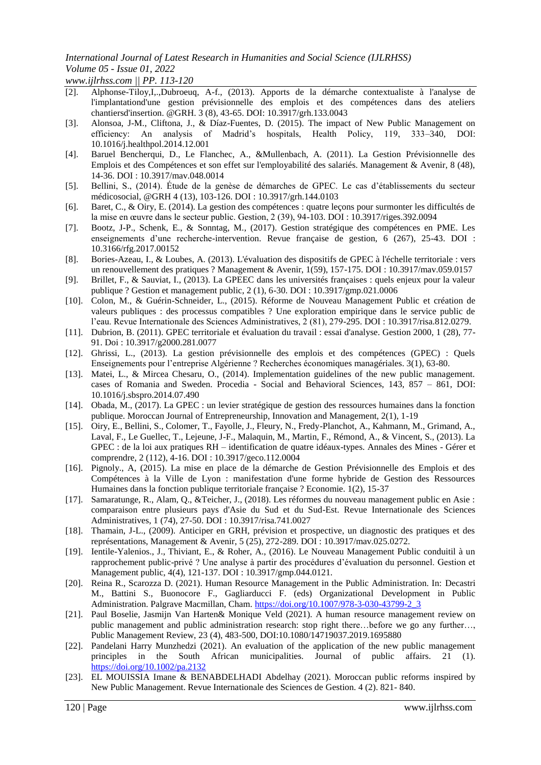[2]. Alphonse-Tiloy,I,.,Dubroeuq, A-f., (2013). Apports de la démarche contextualiste à l'analyse de l'implantationd'une gestion prévisionnelle des emplois et des compétences dans des ateliers chantiersd'insertion. @GRH. 3 (8), 43-65. DOI: 10.3917/grh.133.0043

[3]. Alonsoa, J-M., Cliftona, J., & Díaz-Fuentes, D. (2015). The impact of New Public Management on efficiency: An analysis of Madrid's hospitals, Health Policy, 119, 333–340, DOI: 10.1016/j.healthpol.2014.12.001

[4]. Baruel Bencherqui, D., Le Flanchec, A., &Mullenbach, A. (2011). La Gestion Prévisionnelle des Emplois et des Compétences et son effet sur l'employabilité des salariés. Management & Avenir, 8 (48), 14-36. DOI : 10.3917/mav.048.0014

[5]. Bellini, S., (2014). Étude de la genèse de démarches de GPEC. Le cas d'établissements du secteur médicosocial, @GRH 4 (13), 103-126. DOI : 10.3917/grh.144.0103

[6]. Baret, C., & Oiry, E. (2014). La gestion des compétences : quatre leçons pour surmonter les difficultés de la mise en œuvre dans le secteur public. Gestion, 2 (39), 94-103. DOI : 10.3917/riges.392.0094

[7]. Bootz, J-P., Schenk, E., & Sonntag, M., (2017). Gestion stratégique des compétences en PME. Les enseignements d'une recherche-intervention. Revue française de gestion, 6 (267), 25-43. DOI : 10.3166/rfg.2017.00152

[8]. Bories-Azeau, I., & Loubes, A. (2013). L'évaluation des dispositifs de GPEC à l'échelle territoriale : vers un renouvellement des pratiques ? Management & Avenir, 1(59), 157-175. DOI : 10.3917/mav.059.0157

[9]. Brillet, F., & Sauviat, I., (2013). La GPEEC dans les universités françaises : quels enjeux pour la valeur publique ? Gestion et management public, 2 (1), 6-30. DOI : 10.3917/gmp.021.0006

[10]. Colon, M., & Guérin-Schneider, L., (2015). Réforme de Nouveau Management Public et création de valeurs publiques : des processus compatibles ? Une exploration empirique dans le service public de l'eau. Revue Internationale des Sciences Administratives, 2 (81), 279-295. DOI : 10.3917/risa.812.0279.

[11]. Dubrion, B. (2011). GPEC territoriale et évaluation du travail : essai d'analyse. Gestion 2000, 1 (28), 77-91. Doi : 10.3917/g2000.281.0077

[12]. Ghrissi, L., (2013). La gestion prévisionnelle des emplois et des compétences (GPEC) : Quels Enseignements pour l'entreprise Algérienne ? Recherches économiques managériales. 3(1), 63-80.

[13]. Matei, L., & Mircea Chesaru, O., (2014). Implementation guidelines of the new public management. cases of Romania and Sweden. Procedia - Social and Behavioral Sciences, 143, 857 – 861, DOI: 10.1016/j.sbspro.2014.07.490

[14]. Obada, M., (2017). La GPEC : un levier stratégique de gestion des ressources humaines dans la fonction publique. Moroccan Journal of Entrepreneurship, Innovation and Management, 2(1), 1-19

[15]. Oiry, E., Bellini, S., Colomer, T., Fayolle, J., Fleury, N., Fredy-Planchot, A., Kahmann, M., Grimand, A., Laval, F., Le Guellec, T., Lejeune, J-F., Malaquin, M., Martin, F., Rémond, A., & Vincent, S., (2013). La GPEC : de la loi aux pratiques RH – identification de quatre idéaux-types. Annales des Mines - Gérer et comprendre, 2 (112), 4-16. DOI : 10.3917/geco.112.0004

[16]. Pignoly., A, (2015). La mise en place de la démarche de Gestion Prévisionnelle des Emplois et des Compétences à la Ville de Lyon : manifestation d'une forme hybride de Gestion des Ressources Humaines dans la fonction publique territoriale française ? Economie. 1(2), 15-37

[17]. Samaratunge, R., Alam, Q., &Teicher, J., (2018). Les réformes du nouveau management public en Asie : comparaison entre plusieurs pays d'Asie du Sud et du Sud-Est. Revue Internationale des Sciences Administratives, 1 (74), 27-50. DOI : 10.3917/risa.741.0027

[18]. Thamain, J-L., (2009). Anticiper en GRH, prévision et prospective, un diagnostic des pratiques et des représentations, Management & Avenir, 5 (25), 272-289. DOI : 10.3917/mav.025.0272.

[19]. Ientile-Yalenios., J., Thiviant, E., & Roher, A., (2016). Le Nouveau Management Public conduitil à un rapprochement public-privé ? Une analyse à partir des procédures d'évaluation du personnel. Gestion et Management public, 4(4), 121-137. DOI : 10.3917/gmp.044.0121.

[20]. Reina R., Scarozza D. (2021). Human Resource Management in the Public Administration. In: Decastri M., Battini S., Buonocore F., Gagliarducci F. (eds) Organizational Development in Public Administration. Palgrave Macmillan, Cham. https://doi.org/10.1007/978-3-030-43799-2_3

[21]. Paul Boselie, Jasmijn Van Harten& Monique Veld (2021). A human resource management review on public management and public administration research: stop right there…before we go any further…, Public Management Review, 23 (4), 483-500, DOI:10.1080/14719037.2019.1695880

[22]. Pandelani Harry Munzhedzi (2021). An evaluation of the application of the new public management principles in the South African municipalities. Journal of public affairs. 21 (1). https://doi.org/10.1002/pa.2132

[23]. EL MOUISSIA Imane & BENABDELHADI Abdelhay (2021). Moroccan public reforms inspired by New Public Management. Revue Internationale des Sciences de Gestion. 4 (2). 821- 840.